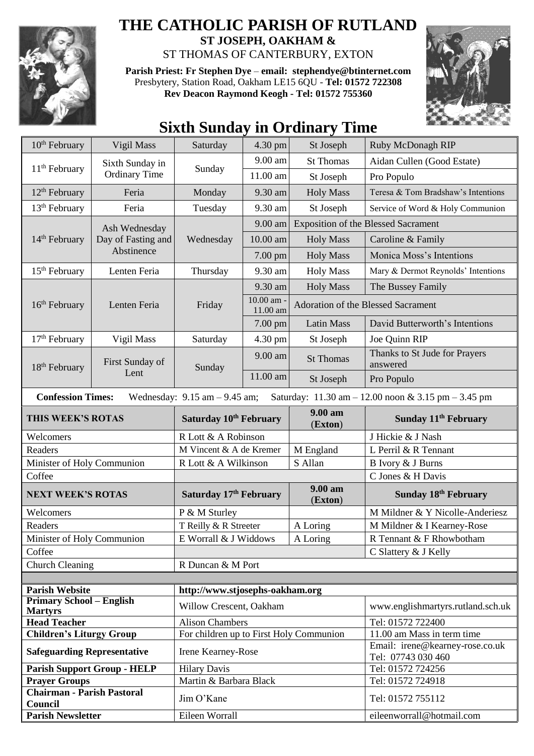# THE CATHOLIC PARISH OF RUTLAND

**ST JOSEPH, OAKHAM &**
ST THOMAS OF CANTERBURY, EXTON

**Parish Priest: Fr Stephen Dye** – **email: stephendye@btinternet.com**
Presbytery, Station Road, Oakham LE15 6QU - **Tel: 01572 722308**
**Rev Deacon Raymond Keogh - Tel: 01572 755360**

## Sixth Sunday in Ordinary Time

| | | | | | |
|---|---|---|---|---|---|
| 10th February | Vigil Mass | Saturday | 4.30 pm | St Joseph | Ruby McDonagh RIP |
| 11th February | Sixth Sunday in Ordinary Time | Sunday | 9.00 am | St Thomas | Aidan Cullen (Good Estate) |
| | | | 11.00 am | St Joseph | Pro Populo |
| 12th February | Feria | Monday | 9.30 am | Holy Mass | Teresa & Tom Bradshaw's Intentions |
| 13th February | Feria | Tuesday | 9.30 am | St Joseph | Service of Word & Holy Communion |
| 14th February | Ash Wednesday Day of Fasting and Abstinence | Wednesday | 9.00 am | Exposition of the Blessed Sacrament | |
| | | | 10.00 am | Holy Mass | Caroline & Family |
| | | | 7.00 pm | Holy Mass | Monica Moss's Intentions |
| 15th February | Lenten Feria | Thursday | 9.30 am | Holy Mass | Mary & Dermot Reynolds' Intentions |
| 16th February | Lenten Feria | Friday | 9.30 am | Holy Mass | The Bussey Family |
| | | | 10.00 am - 11.00 am | Adoration of the Blessed Sacrament | |
| | | | 7.00 pm | Latin Mass | David Butterworth's Intentions |
| 17th February | Vigil Mass | Saturday | 4.30 pm | St Joseph | Joe Quinn RIP |
| 18th February | First Sunday of Lent | Sunday | 9.00 am | St Thomas | Thanks to St Jude for Prayers answered |
| | | | 11.00 am | St Joseph | Pro Populo |

**Confession Times:** Wednesday: 9.15 am – 9.45 am; Saturday: 11.30 am – 12.00 noon & 3.15 pm – 3.45 pm

| THIS WEEK'S ROTAS | Saturday 10th February | 9.00 am (Exton) | Sunday 11th February |
|---|---|---|---|
| Welcomers | R Lott & A Robinson | | J Hickie & J Nash |
| Readers | M Vincent & A de Kremer | M England | L Perril & R Tennant |
| Minister of Holy Communion | R Lott & A Wilkinson | S Allan | B Ivory & J Burns |
| Coffee | | | C Jones & H Davis |
| **NEXT WEEK'S ROTAS** | **Saturday 17th February** | **9.00 am (Exton)** | **Sunday 18th February** |
| Welcomers | P & M Sturley | | M Mildner & Y Nicolle-Anderiesz |
| Readers | T Reilly & R Streeter | A Loring | M Mildner & I Kearney-Rose |
| Minister of Holy Communion | E Worrall & J Widdows | A Loring | R Tennant & F Rhowbotham |
| Coffee | | | C Slattery & J Kelly |
| Church Cleaning | R Duncan & M Port | | |

| | | |
|---|---|---|
| **Parish Website** | **http://www.stjosephs-oakham.org** | |
| **Primary School – English Martyrs** | Willow Crescent, Oakham | www.englishmartyrs.rutland.sch.uk |
| **Head Teacher** | Alison Chambers | Tel: 01572 722400 |
| **Children's Liturgy Group** | For children up to First Holy Communion | 11.00 am Mass in term time |
| **Safeguarding Representative** | Irene Kearney-Rose | Email: irene@kearney-rose.co.uk Tel: 07743 030 460 |
| **Parish Support Group - HELP** | Hilary Davis | Tel: 01572 724256 |
| **Prayer Groups** | Martin & Barbara Black | Tel: 01572 724918 |
| **Chairman - Parish Pastoral Council** | Jim O'Kane | Tel: 01572 755112 |
| **Parish Newsletter** | Eileen Worrall | eileenworrall@hotmail.com |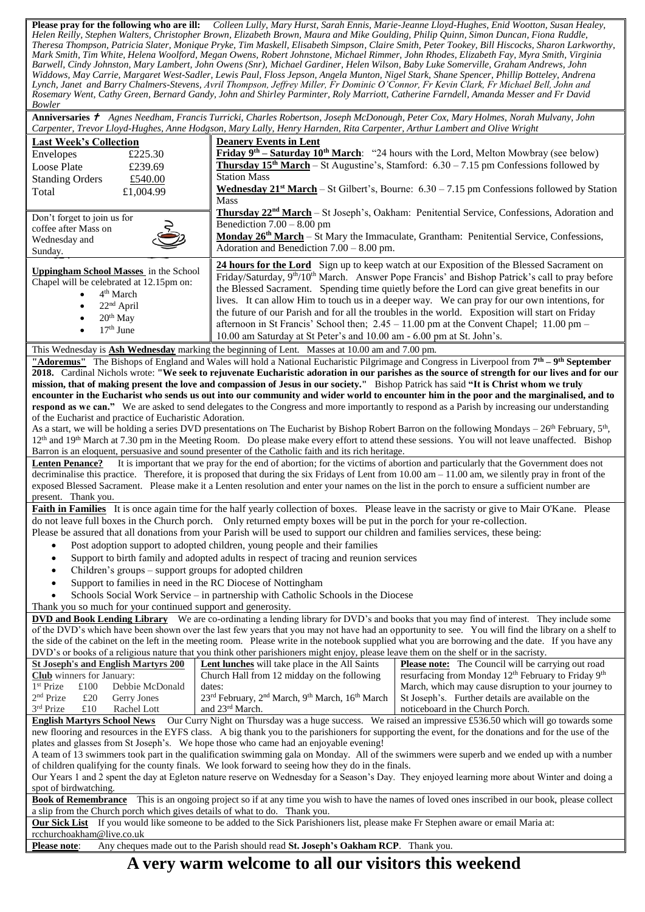**Please pray for the following who are ill:** *Colleen Lully, Mary Hurst, Sarah Ennis, Marie-Jeanne Lloyd-Hughes, Enid Wootton, Susan Healey, Helen Reilly, Stephen Walters, Christopher Brown, Elizabeth Brown, Maura and Mike Goulding, Philip Quinn, Simon Duncan, Fiona Ruddle, Theresa Thompson, Patricia Slater, Monique Pryke, Tim Maskell, Elisabeth Simpson, Claire Smith, Peter Tookey, Bill Hiscocks, Sharon Larkworthy, Mark Smith, Tim White, Helena Woolford, Megan Owens, Robert Johnstone, Michael Rimmer, John Rhodes, Elizabeth Fay, Myra Smith, Virginia Barwell, Cindy Johnston, Mary Lambert, John Owens (Snr), Michael Gardiner, Helen Wilson, Baby Luke Somerville, Graham Andrews, John Widdows, May Carrie, Margaret West-Sadler, Lewis Paul, Floss Jepson, Angela Munton, Nigel Stark, Shane Spencer, Phillip Botteley, Andrena Lynch, Janet and Barry Chalmers-Stevens, Avril Thompson, Jeffrey Miller, Fr Dominic O'Connor, Fr Kevin Clark, Fr Michael Bell, John and Rosemary Went, Cathy Green, Bernard Gandy, John and Shirley Parminter, Roly Marriott, Catherine Farndell, Amanda Messer and Fr David Bowler*

**Anniversaries** ✝ *Agnes Needham, Francis Turricki, Charles Robertson, Joseph McDonough, Peter Cox, Mary Holmes, Norah Mulvany, John Carpenter, Trevor Lloyd-Hughes, Anne Hodgson, Mary Lally, Henry Harnden, Rita Carpenter, Arthur Lambert and Olive Wright*

**Last Week's Collection**

| | |
|---|---|
| Envelopes | £225.30 |
| Loose Plate | £239.69 |
| Standing Orders | £540.00 |
| Total | £1,004.99 |

Don't forget to join us for coffee after Mass on Wednesday and Sunday.

**Uppingham School Masses** in the School Chapel will be celebrated at 12.15pm on:

- 4th March
- 22nd April
- 20th May
- 17th June

**Deanery Events in Lent**

**Friday 9th – Saturday 10th March**: "24 hours with the Lord, Melton Mowbray (see below)

**Thursday 15th March** – St Augustine's, Stamford: 6.30 – 7.15 pm Confessions followed by Station Mass

**Wednesday 21st March** – St Gilbert's, Bourne: 6.30 – 7.15 pm Confessions followed by Station Mass

**Thursday 22nd March** – St Joseph's, Oakham: Penitential Service, Confessions, Adoration and Benediction 7.00 – 8.00 pm

**Monday 26th March** – St Mary the Immaculate, Grantham: Penitential Service, Confessions, Adoration and Benediction 7.00 – 8.00 pm.

**24 hours for the Lord** Sign up to keep watch at our Exposition of the Blessed Sacrament on Friday/Saturday, 9th/10th March. Answer Pope Francis' and Bishop Patrick's call to pray before the Blessed Sacrament. Spending time quietly before the Lord can give great benefits in our lives. It can allow Him to touch us in a deeper way. We can pray for our own intentions, for the future of our Parish and for all the troubles in the world. Exposition will start on Friday afternoon in St Francis' School then; 2.45 – 11.00 pm at the Convent Chapel; 11.00 pm – 10.00 am Saturday at St Peter's and 10.00 am - 6.00 pm at St. John's.

This Wednesday is **Ash Wednesday** marking the beginning of Lent. Masses at 10.00 am and 7.00 pm.

**"Adoremus"** The Bishops of England and Wales will hold a National Eucharistic Pilgrimage and Congress in Liverpool from **7th – 9th September 2018.** Cardinal Nichols wrote: **"We seek to rejuvenate Eucharistic adoration in our parishes as the source of strength for our lives and for our mission, that of making present the love and compassion of Jesus in our society."** Bishop Patrick has said **"It is Christ whom we truly encounter in the Eucharist who sends us out into our community and wider world to encounter him in the poor and the marginalised, and to respond as we can."** We are asked to send delegates to the Congress and more importantly to respond as a Parish by increasing our understanding of the Eucharist and practice of Eucharistic Adoration.

As a start, we will be holding a series DVD presentations on The Eucharist by Bishop Robert Barron on the following Mondays – 26th February, 5th, 12th and 19th March at 7.30 pm in the Meeting Room. Do please make every effort to attend these sessions. You will not leave unaffected. Bishop Barron is an eloquent, persuasive and sound presenter of the Catholic faith and its rich heritage.

**Lenten Penance?** It is important that we pray for the end of abortion; for the victims of abortion and particularly that the Government does not decriminalise this practice. Therefore, it is proposed that during the six Fridays of Lent from 10.00 am – 11.00 am, we silently pray in front of the exposed Blessed Sacrament. Please make it a Lenten resolution and enter your names on the list in the porch to ensure a sufficient number are present. Thank you.

**Faith in Families** It is once again time for the half yearly collection of boxes. Please leave in the sacristy or give to Mair O'Kane. Please do not leave full boxes in the Church porch. Only returned empty boxes will be put in the porch for your re-collection.

Please be assured that all donations from your Parish will be used to support our children and families services, these being:

- Post adoption support to adopted children, young people and their families
- Support to birth family and adopted adults in respect of tracing and reunion services
- Children's groups – support groups for adopted children
- Support to families in need in the RC Diocese of Nottingham
- Schools Social Work Service – in partnership with Catholic Schools in the Diocese

Thank you so much for your continued support and generosity.

**DVD and Book Lending Library** We are co-ordinating a lending library for DVD's and books that you may find of interest. They include some of the DVD's which have been shown over the last few years that you may not have had an opportunity to see. You will find the library on a shelf to the side of the cabinet on the left in the meeting room. Please write in the notebook supplied what you are borrowing and the date. If you have any DVD's or books of a religious nature that you think other parishioners might enjoy, please leave them on the shelf or in the sacristy.

**St Joseph's and English Martyrs 200 Club** winners for January:

| | | |
|---|---|---|
| 1st Prize | £100 | Debbie McDonald |
| 2nd Prize | £20 | Gerry Jones |
| 3rd Prize | £10 | Rachel Lott |

**Lent lunches** will take place in the All Saints Church Hall from 12 midday on the following dates: 23rd February, 2nd March, 9th March, 16th March and 23rd March.

**Please note:** The Council will be carrying out road resurfacing from Monday 12th February to Friday 9th March, which may cause disruption to your journey to St Joseph's. Further details are available on the noticeboard in the Church Porch.

**English Martyrs School News** Our Curry Night on Thursday was a huge success. We raised an impressive £536.50 which will go towards some new flooring and resources in the EYFS class. A big thank you to the parishioners for supporting the event, for the donations and for the use of the plates and glasses from St Joseph's. We hope those who came had an enjoyable evening!

A team of 13 swimmers took part in the qualification swimming gala on Monday. All of the swimmers were superb and we ended up with a number of children qualifying for the county finals. We look forward to seeing how they do in the finals.

Our Years 1 and 2 spent the day at Egleton nature reserve on Wednesday for a Season's Day. They enjoyed learning more about Winter and doing a spot of birdwatching.

**Book of Remembrance** This is an ongoing project so if at any time you wish to have the names of loved ones inscribed in our book, please collect a slip from the Church porch which gives details of what to do. Thank you.

**Our Sick List** If you would like someone to be added to the Sick Parishioners list, please make Fr Stephen aware or email Maria at: rcchurchoakham@live.co.uk

**Please note**: Any cheques made out to the Parish should read **St. Joseph's Oakham RCP**. Thank you.

# A very warm welcome to all our visitors this weekend